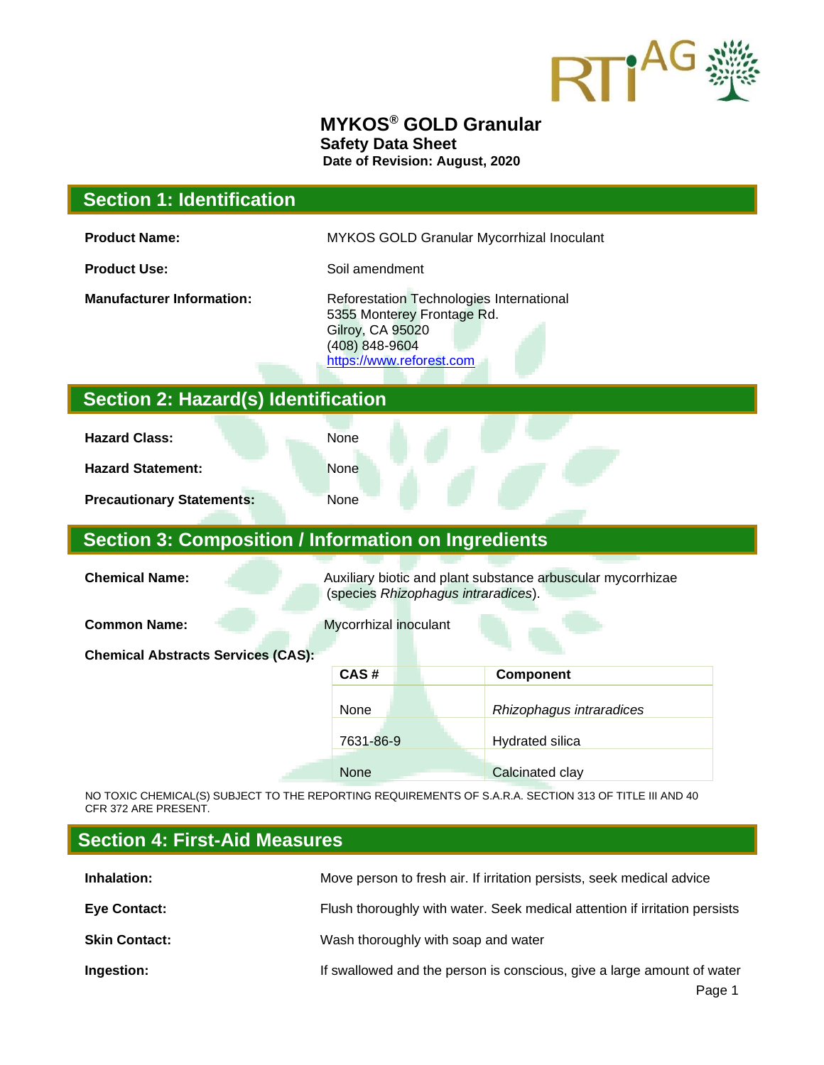# MYKOS® GOLD Granular

**Safety Data Sheet**

**Date of Revision: August, 2020**

## Section 1: Identification

**Product Name:** MYKOS GOLD Granular Mycorrhizal Inoculant

**Product Use:** Soil amendment

**Manufacturer Information:** Reforestation Technologies International
5355 Monterey Frontage Rd.
Gilroy, CA 95020
(408) 848-9604
https://www.reforest.com

## Section 2: Hazard(s) Identification

**Hazard Class:** None

**Hazard Statement:** None

**Precautionary Statements:** None

## Section 3: Composition / Information on Ingredients

**Chemical Name:** Auxiliary biotic and plant substance arbuscular mycorrhizae (species *Rhizophagus intraradices*).

**Common Name:** Mycorrhizal inoculant

**Chemical Abstracts Services (CAS):**

| CAS # | Component |
|---|---|
| None | *Rhizophagus intraradices* |
| 7631-86-9 | Hydrated silica |
| None | Calcinated clay |

NO TOXIC CHEMICAL(S) SUBJECT TO THE REPORTING REQUIREMENTS OF S.A.R.A. SECTION 313 OF TITLE III AND 40 CFR 372 ARE PRESENT.

## Section 4: First-Aid Measures

**Inhalation:** Move person to fresh air. If irritation persists, seek medical advice

**Eye Contact:** Flush thoroughly with water. Seek medical attention if irritation persists

**Skin Contact:** Wash thoroughly with soap and water

**Ingestion:** If swallowed and the person is conscious, give a large amount of water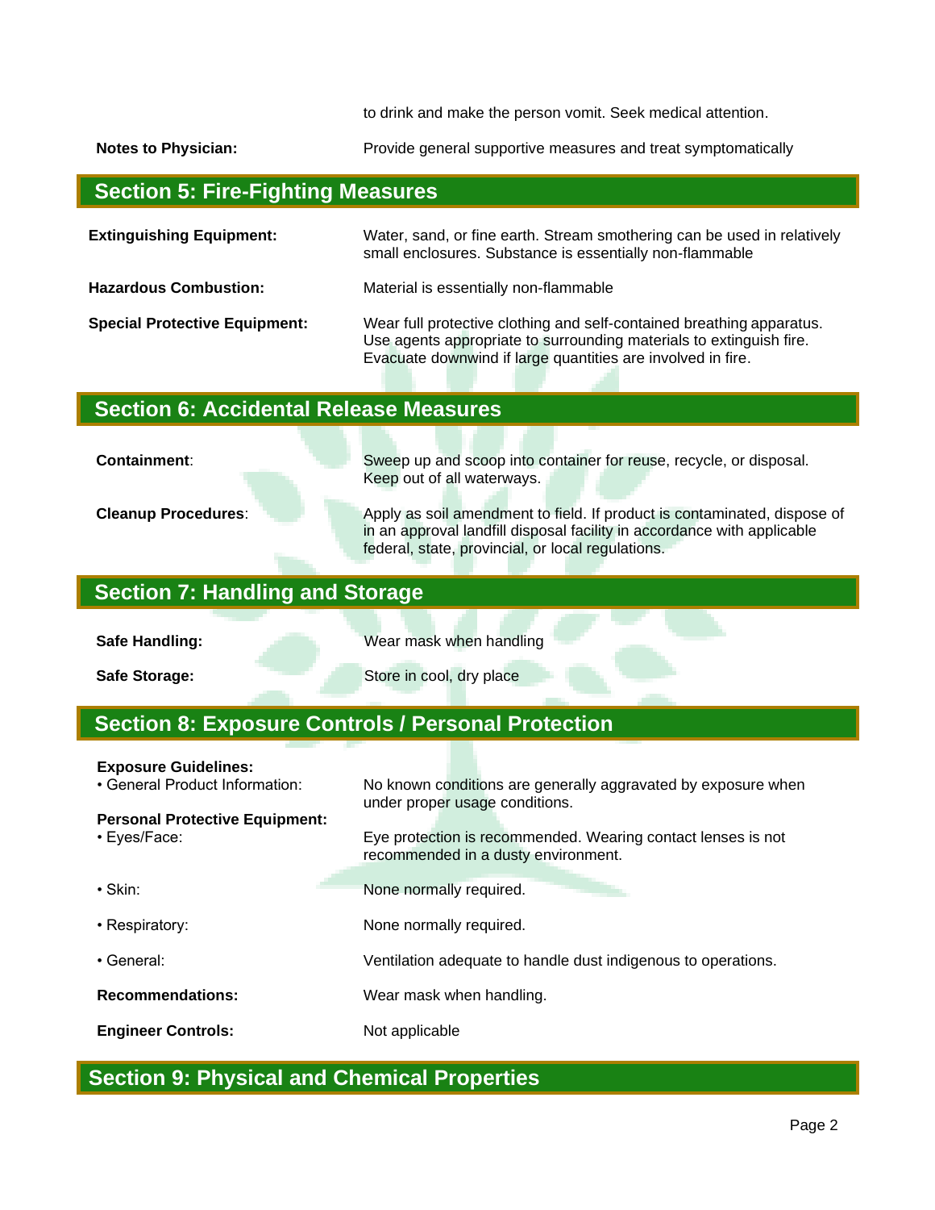to drink and make the person vomit. Seek medical attention.

**Notes to Physician:** Provide general supportive measures and treat symptomatically

## Section 5: Fire-Fighting Measures

**Extinguishing Equipment:** Water, sand, or fine earth. Stream smothering can be used in relatively small enclosures. Substance is essentially non-flammable

**Hazardous Combustion:** Material is essentially non-flammable

**Special Protective Equipment:** Wear full protective clothing and self-contained breathing apparatus. Use agents appropriate to surrounding materials to extinguish fire. Evacuate downwind if large quantities are involved in fire.

## Section 6: Accidental Release Measures

**Containment**: Sweep up and scoop into container for reuse, recycle, or disposal. Keep out of all waterways.

**Cleanup Procedures**: Apply as soil amendment to field. If product is contaminated, dispose of in an approval landfill disposal facility in accordance with applicable federal, state, provincial, or local regulations.

## Section 7: Handling and Storage

**Safe Handling:** Wear mask when handling

**Safe Storage:** Store in cool, dry place

## Section 8: Exposure Controls / Personal Protection

**Exposure Guidelines:**

- General Product Information: No known conditions are generally aggravated by exposure when under proper usage conditions.

**Personal Protective Equipment:**

- Eyes/Face: Eye protection is recommended. Wearing contact lenses is not recommended in a dusty environment.
- Skin: None normally required.
- Respiratory: None normally required.
- General: Ventilation adequate to handle dust indigenous to operations.

**Recommendations:** Wear mask when handling.

**Engineer Controls:** Not applicable

## Section 9: Physical and Chemical Properties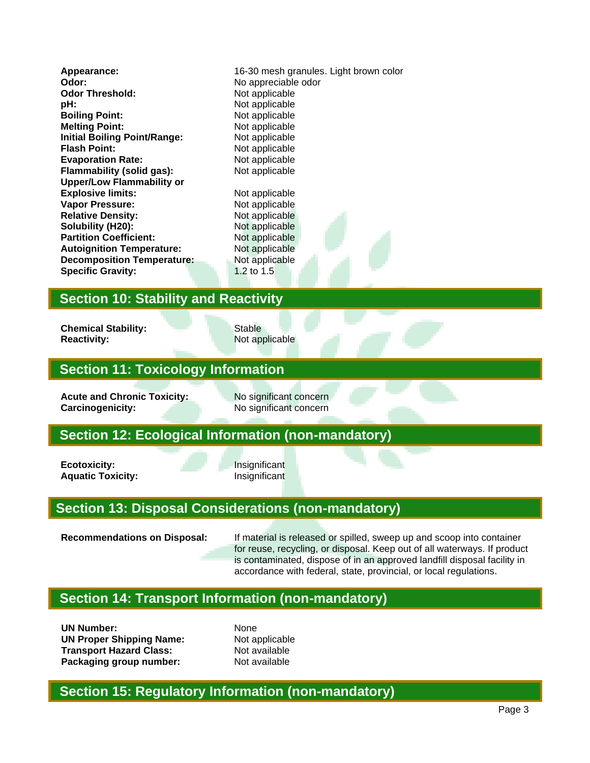| | |
|---|---|
| **Appearance:** | 16-30 mesh granules. Light brown color |
| **Odor:** | No appreciable odor |
| **Odor Threshold:** | Not applicable |
| **pH:** | Not applicable |
| **Boiling Point:** | Not applicable |
| **Melting Point:** | Not applicable |
| **Initial Boiling Point/Range:** | Not applicable |
| **Flash Point:** | Not applicable |
| **Evaporation Rate:** | Not applicable |
| **Flammability (solid gas):** | Not applicable |
| **Upper/Low Flammability or Explosive limits:** | Not applicable |
| **Vapor Pressure:** | Not applicable |
| **Relative Density:** | Not applicable |
| **Solubility (H20):** | Not applicable |
| **Partition Coefficient:** | Not applicable |
| **Autoignition Temperature:** | Not applicable |
| **Decomposition Temperature:** | Not applicable |
| **Specific Gravity:** | 1.2 to 1.5 |

## Section 10: Stability and Reactivity

| | |
|---|---|
| **Chemical Stability:** | Stable |
| **Reactivity:** | Not applicable |

## Section 11: Toxicology Information

| | |
|---|---|
| **Acute and Chronic Toxicity:** | No significant concern |
| **Carcinogenicity:** | No significant concern |

## Section 12: Ecological Information (non-mandatory)

| | |
|---|---|
| **Ecotoxicity:** | Insignificant |
| **Aquatic Toxicity:** | Insignificant |

## Section 13: Disposal Considerations (non-mandatory)

**Recommendations on Disposal:** If material is released or spilled, sweep up and scoop into container for reuse, recycling, or disposal. Keep out of all waterways. If product is contaminated, dispose of in an approved landfill disposal facility in accordance with federal, state, provincial, or local regulations.

## Section 14: Transport Information (non-mandatory)

| | |
|---|---|
| **UN Number:** | None |
| **UN Proper Shipping Name:** | Not applicable |
| **Transport Hazard Class:** | Not available |
| **Packaging group number:** | Not available |

## Section 15: Regulatory Information (non-mandatory)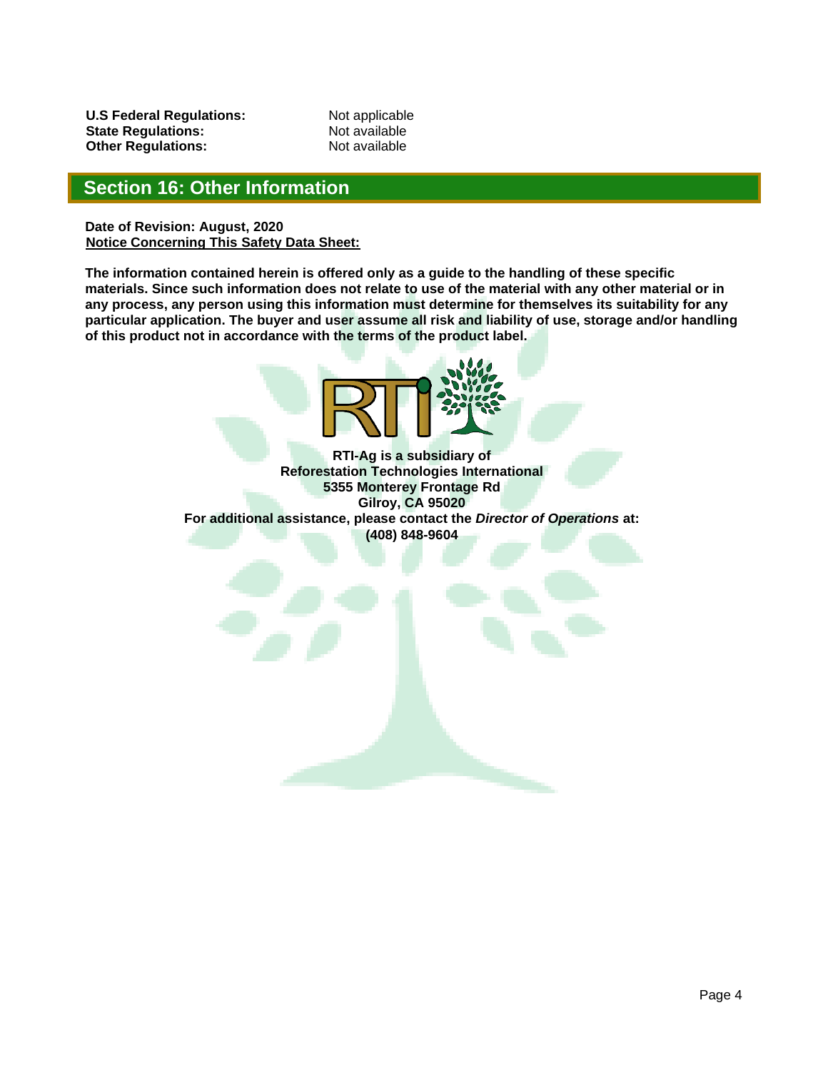**U.S Federal Regulations:** Not applicable
**State Regulations:** Not available
**Other Regulations:** Not available

## Section 16: Other Information

**Date of Revision: August, 2020**
**Notice Concerning This Safety Data Sheet:**

**The information contained herein is offered only as a guide to the handling of these specific materials. Since such information does not relate to use of the material with any other material or in any process, any person using this information must determine for themselves its suitability for any particular application. The buyer and user assume all risk and liability of use, storage and/or handling of this product not in accordance with the terms of the product label.**

**RTI-Ag is a subsidiary of**
**Reforestation Technologies International**
**5355 Monterey Frontage Rd**
**Gilroy, CA 95020**
**For additional assistance, please contact the *Director of Operations* at:**
**(408) 848-9604**